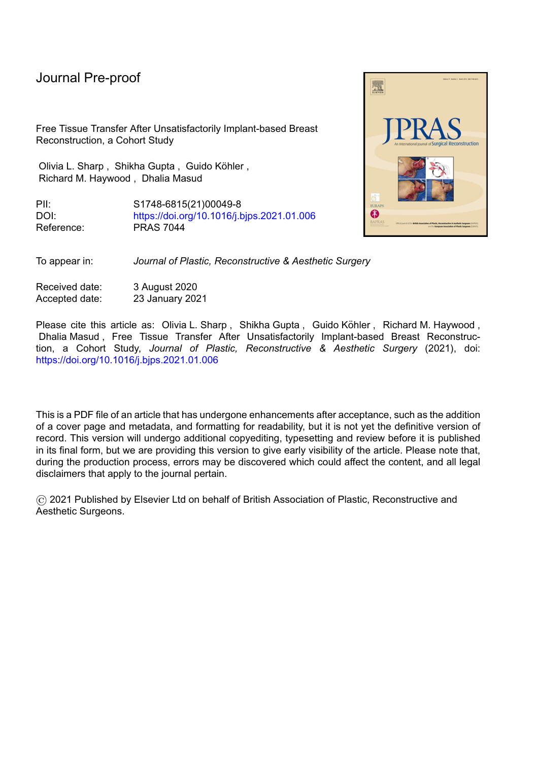Journal Pre-proof

Free Tissue Transfer After Unsatisfactorily Implant-based Breast Reconstruction, a Cohort Study

Olivia L. Sharp , Shikha Gupta , Guido Köhler , Richard M. Haywood , Dhalia Masud

PII: S1748-6815(21)00049-8
DOI: https://doi.org/10.1016/j.bjps.2021.01.006
Reference: PRAS 7044

To appear in: *Journal of Plastic, Reconstructive & Aesthetic Surgery*

Received date: 3 August 2020
Accepted date: 23 January 2021

Please cite this article as: Olivia L. Sharp , Shikha Gupta , Guido Köhler , Richard M. Haywood , Dhalia Masud , Free Tissue Transfer After Unsatisfactorily Implant-based Breast Reconstruction, a Cohort Study, *Journal of Plastic, Reconstructive & Aesthetic Surgery* (2021), doi: https://doi.org/10.1016/j.bjps.2021.01.006

This is a PDF file of an article that has undergone enhancements after acceptance, such as the addition of a cover page and metadata, and formatting for readability, but it is not yet the definitive version of record. This version will undergo additional copyediting, typesetting and review before it is published in its final form, but we are providing this version to give early visibility of the article. Please note that, during the production process, errors may be discovered which could affect the content, and all legal disclaimers that apply to the journal pertain.

© 2021 Published by Elsevier Ltd on behalf of British Association of Plastic, Reconstructive and Aesthetic Surgeons.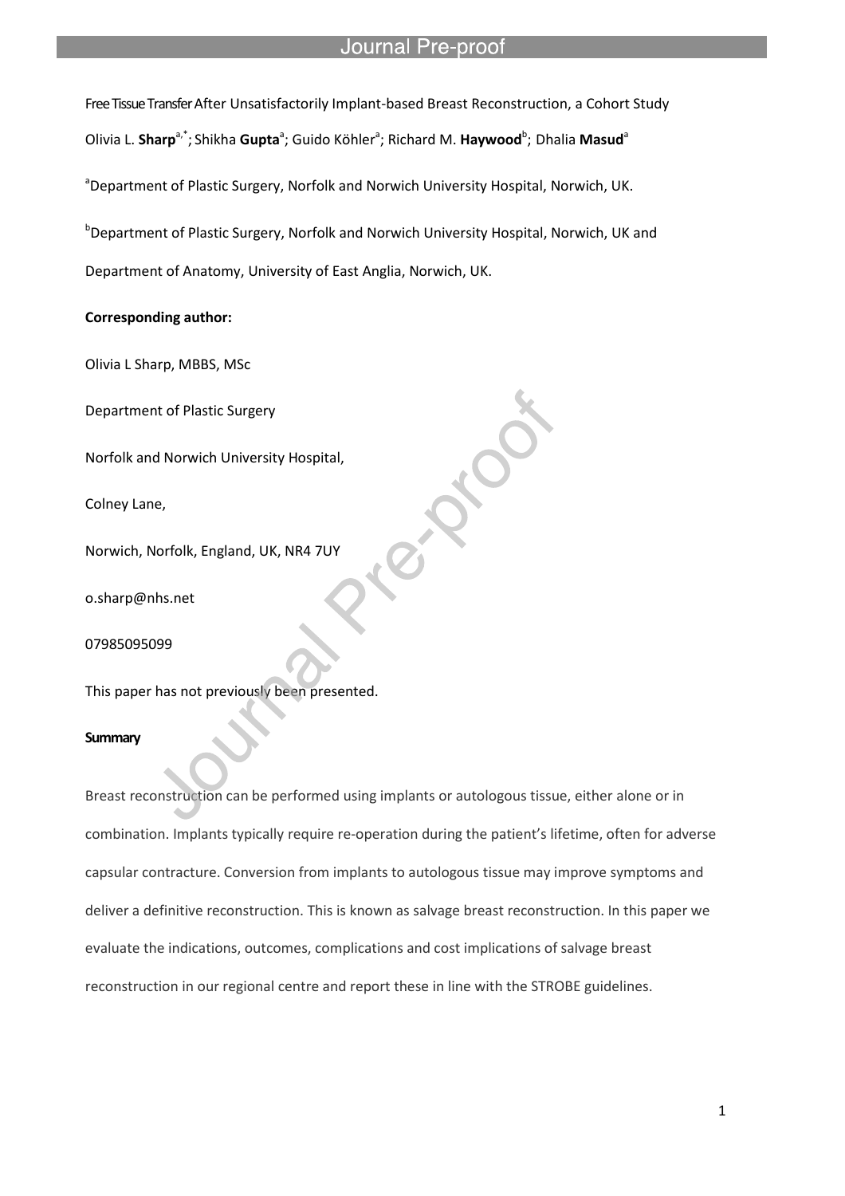Free Tissue Transfer After Unsatisfactorily Implant-based Breast Reconstruction, a Cohort Study

Olivia L. **Sharp**[a,*]; Shikha **Gupta**[a]; Guido Köhler[a]; Richard M. **Haywood**[b]; Dhalia **Masud**[a]

[a]Department of Plastic Surgery, Norfolk and Norwich University Hospital, Norwich, UK.

[b]Department of Plastic Surgery, Norfolk and Norwich University Hospital, Norwich, UK and Department of Anatomy, University of East Anglia, Norwich, UK.

**Corresponding author:**

Olivia L Sharp, MBBS, MSc

Department of Plastic Surgery

Norfolk and Norwich University Hospital,

Colney Lane,

Norwich, Norfolk, England, UK, NR4 7UY

o.sharp@nhs.net

07985095099

This paper has not previously been presented.

**Summary**

Breast reconstruction can be performed using implants or autologous tissue, either alone or in combination. Implants typically require re-operation during the patient's lifetime, often for adverse capsular contracture. Conversion from implants to autologous tissue may improve symptoms and deliver a definitive reconstruction. This is known as salvage breast reconstruction. In this paper we evaluate the indications, outcomes, complications and cost implications of salvage breast reconstruction in our regional centre and report these in line with the STROBE guidelines.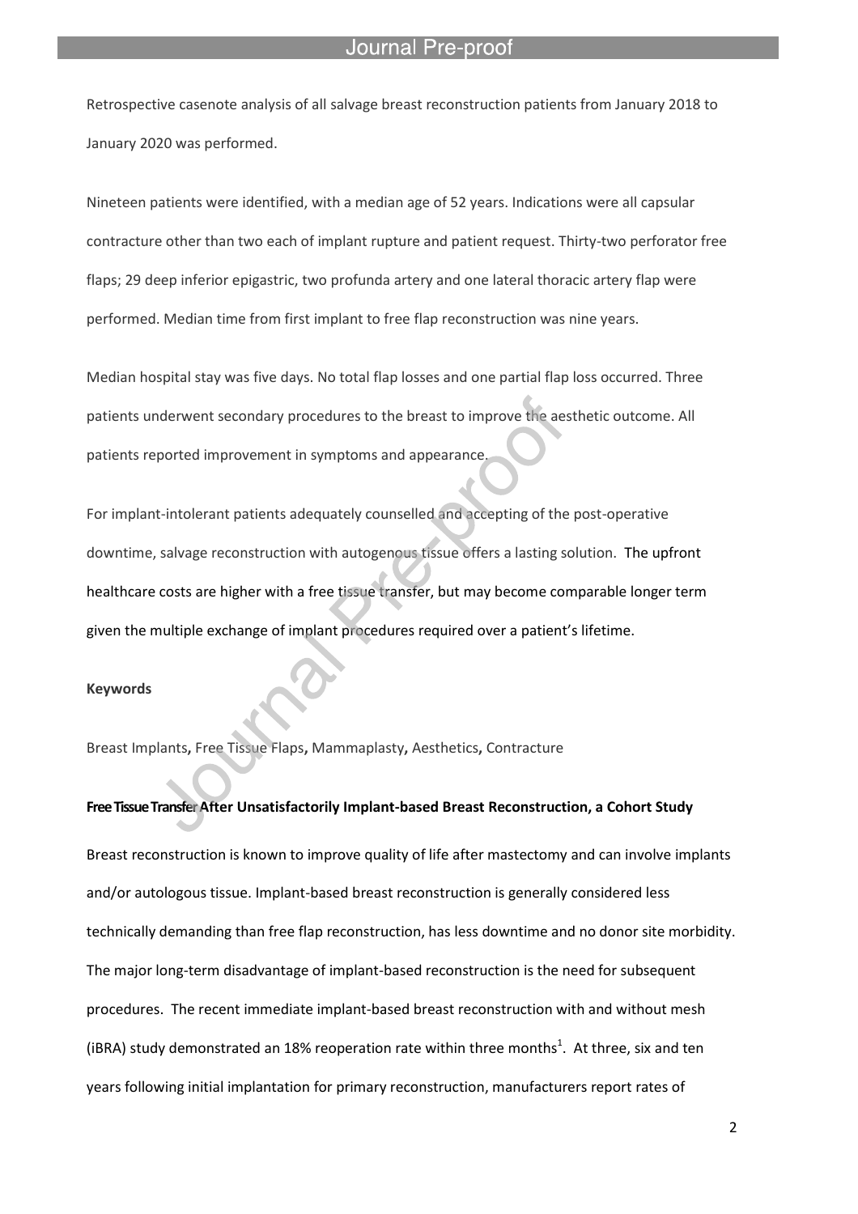Retrospective casenote analysis of all salvage breast reconstruction patients from January 2018 to January 2020 was performed.

Nineteen patients were identified, with a median age of 52 years. Indications were all capsular contracture other than two each of implant rupture and patient request. Thirty-two perforator free flaps; 29 deep inferior epigastric, two profunda artery and one lateral thoracic artery flap were performed. Median time from first implant to free flap reconstruction was nine years.

Median hospital stay was five days. No total flap losses and one partial flap loss occurred. Three patients underwent secondary procedures to the breast to improve the aesthetic outcome. All patients reported improvement in symptoms and appearance.

For implant-intolerant patients adequately counselled and accepting of the post-operative downtime, salvage reconstruction with autogenous tissue offers a lasting solution. The upfront healthcare costs are higher with a free tissue transfer, but may become comparable longer term given the multiple exchange of implant procedures required over a patient's lifetime.

**Keywords**

Breast Implants**,** Free Tissue Flaps**,** Mammaplasty**,** Aesthetics**,** Contracture

**Free Tissue Transfer After Unsatisfactorily Implant-based Breast Reconstruction, a Cohort Study**

Breast reconstruction is known to improve quality of life after mastectomy and can involve implants and/or autologous tissue. Implant-based breast reconstruction is generally considered less technically demanding than free flap reconstruction, has less downtime and no donor site morbidity. The major long-term disadvantage of implant-based reconstruction is the need for subsequent procedures. The recent immediate implant-based breast reconstruction with and without mesh (iBRA) study demonstrated an 18% reoperation rate within three months[1]. At three, six and ten years following initial implantation for primary reconstruction, manufacturers report rates of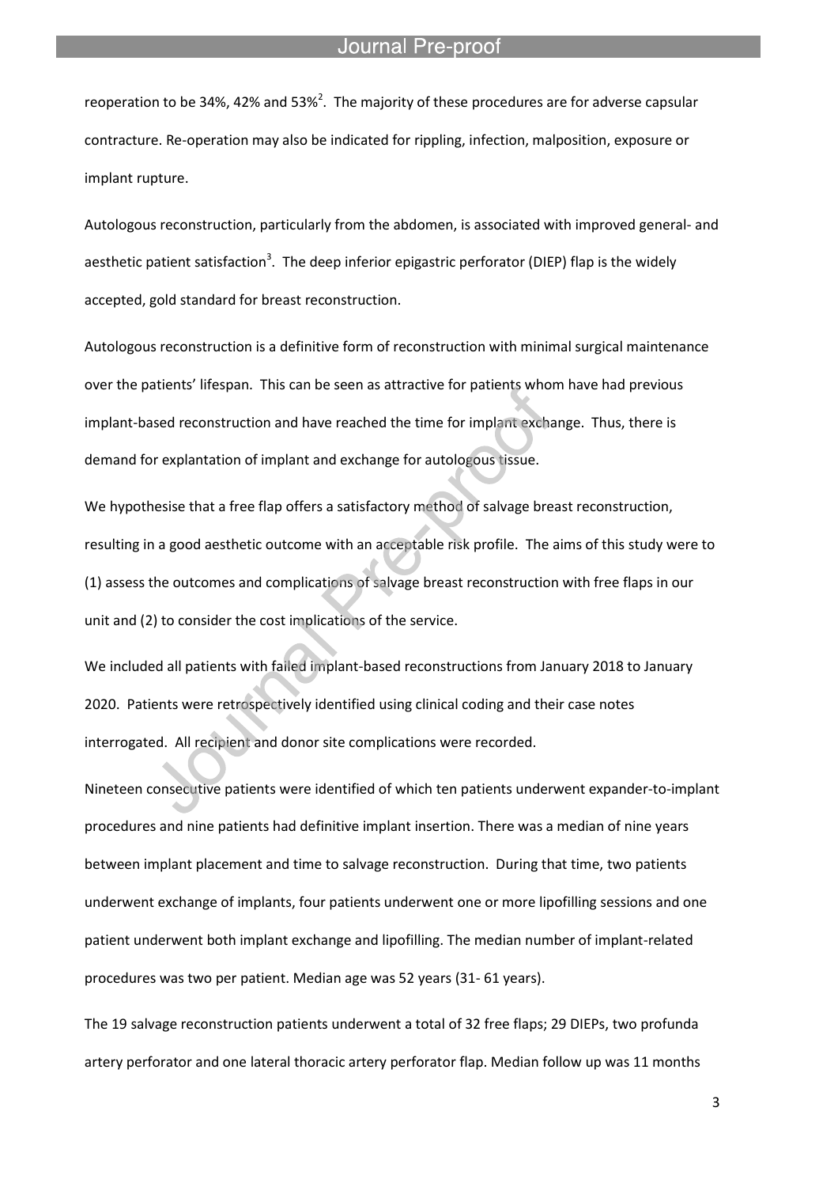reoperation to be 34%, 42% and 53%[2]. The majority of these procedures are for adverse capsular contracture. Re-operation may also be indicated for rippling, infection, malposition, exposure or implant rupture.

Autologous reconstruction, particularly from the abdomen, is associated with improved general- and aesthetic patient satisfaction[3]. The deep inferior epigastric perforator (DIEP) flap is the widely accepted, gold standard for breast reconstruction.

Autologous reconstruction is a definitive form of reconstruction with minimal surgical maintenance over the patients' lifespan. This can be seen as attractive for patients whom have had previous implant-based reconstruction and have reached the time for implant exchange. Thus, there is demand for explantation of implant and exchange for autologous tissue.

We hypothesise that a free flap offers a satisfactory method of salvage breast reconstruction, resulting in a good aesthetic outcome with an acceptable risk profile. The aims of this study were to (1) assess the outcomes and complications of salvage breast reconstruction with free flaps in our unit and (2) to consider the cost implications of the service.

We included all patients with failed implant-based reconstructions from January 2018 to January 2020. Patients were retrospectively identified using clinical coding and their case notes interrogated. All recipient and donor site complications were recorded.

Nineteen consecutive patients were identified of which ten patients underwent expander-to-implant procedures and nine patients had definitive implant insertion. There was a median of nine years between implant placement and time to salvage reconstruction. During that time, two patients underwent exchange of implants, four patients underwent one or more lipofilling sessions and one patient underwent both implant exchange and lipofilling. The median number of implant-related procedures was two per patient. Median age was 52 years (31- 61 years).

The 19 salvage reconstruction patients underwent a total of 32 free flaps; 29 DIEPs, two profunda artery perforator and one lateral thoracic artery perforator flap. Median follow up was 11 months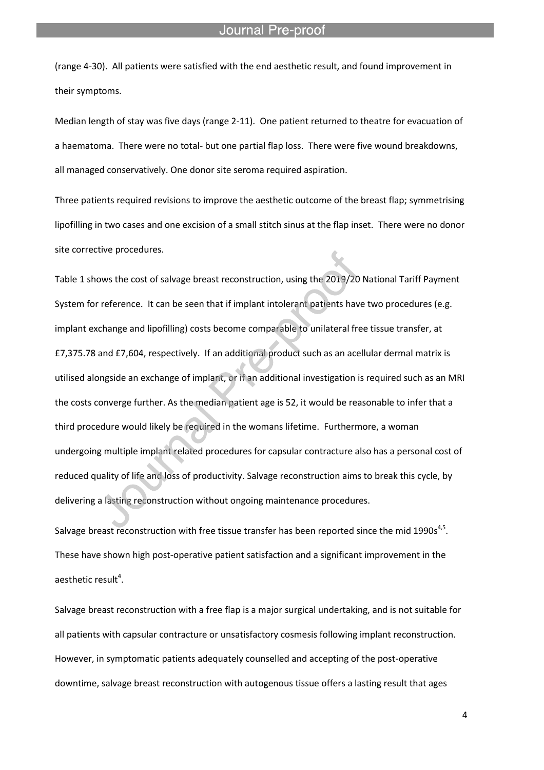(range 4-30). All patients were satisfied with the end aesthetic result, and found improvement in their symptoms.

Median length of stay was five days (range 2-11). One patient returned to theatre for evacuation of a haematoma. There were no total- but one partial flap loss. There were five wound breakdowns, all managed conservatively. One donor site seroma required aspiration.

Three patients required revisions to improve the aesthetic outcome of the breast flap; symmetrising lipofilling in two cases and one excision of a small stitch sinus at the flap inset. There were no donor site corrective procedures.

Table 1 shows the cost of salvage breast reconstruction, using the 2019/20 National Tariff Payment System for reference. It can be seen that if implant intolerant patients have two procedures (e.g. implant exchange and lipofilling) costs become comparable to unilateral free tissue transfer, at £7,375.78 and £7,604, respectively. If an additional product such as an acellular dermal matrix is utilised alongside an exchange of implant, or if an additional investigation is required such as an MRI the costs converge further. As the median patient age is 52, it would be reasonable to infer that a third procedure would likely be required in the womans lifetime. Furthermore, a woman undergoing multiple implant related procedures for capsular contracture also has a personal cost of reduced quality of life and loss of productivity. Salvage reconstruction aims to break this cycle, by delivering a lasting reconstruction without ongoing maintenance procedures.

Salvage breast reconstruction with free tissue transfer has been reported since the mid 1990s[4,5]. These have shown high post-operative patient satisfaction and a significant improvement in the aesthetic result[4].

Salvage breast reconstruction with a free flap is a major surgical undertaking, and is not suitable for all patients with capsular contracture or unsatisfactory cosmesis following implant reconstruction. However, in symptomatic patients adequately counselled and accepting of the post-operative downtime, salvage breast reconstruction with autogenous tissue offers a lasting result that ages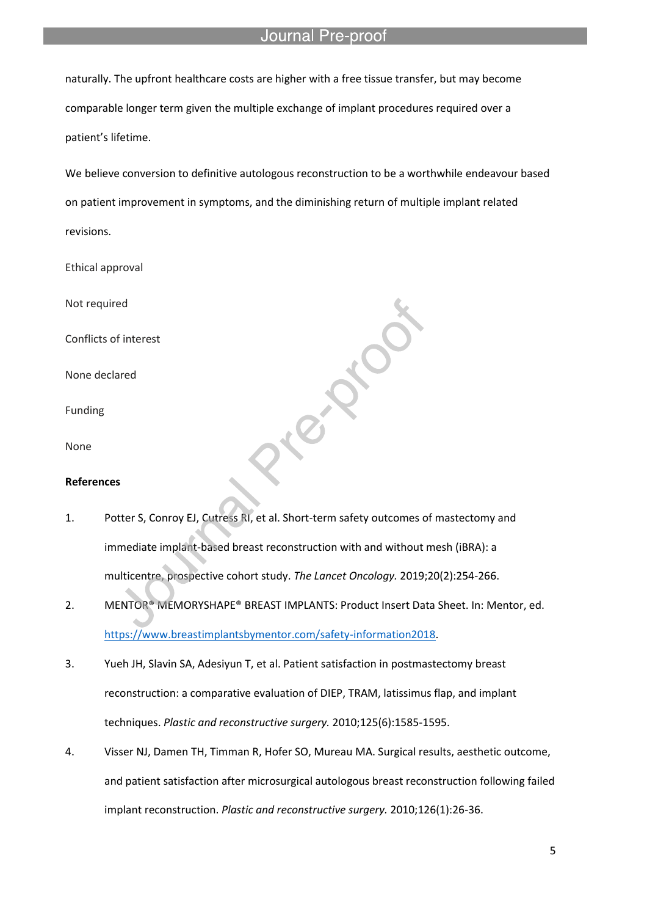naturally. The upfront healthcare costs are higher with a free tissue transfer, but may become comparable longer term given the multiple exchange of implant procedures required over a patient's lifetime.

We believe conversion to definitive autologous reconstruction to be a worthwhile endeavour based on patient improvement in symptoms, and the diminishing return of multiple implant related revisions.

Ethical approval

Not required

Conflicts of interest

None declared

Funding

None

**References**

1. Potter S, Conroy EJ, Cutress RI, et al. Short-term safety outcomes of mastectomy and immediate implant-based breast reconstruction with and without mesh (iBRA): a multicentre, prospective cohort study. *The Lancet Oncology.* 2019;20(2):254-266.
2. MENTOR® MEMORYSHAPE® BREAST IMPLANTS: Product Insert Data Sheet. In: Mentor, ed. https://www.breastimplantsbymentor.com/safety-information2018.
3. Yueh JH, Slavin SA, Adesiyun T, et al. Patient satisfaction in postmastectomy breast reconstruction: a comparative evaluation of DIEP, TRAM, latissimus flap, and implant techniques. *Plastic and reconstructive surgery.* 2010;125(6):1585-1595.
4. Visser NJ, Damen TH, Timman R, Hofer SO, Mureau MA. Surgical results, aesthetic outcome, and patient satisfaction after microsurgical autologous breast reconstruction following failed implant reconstruction. *Plastic and reconstructive surgery.* 2010;126(1):26-36.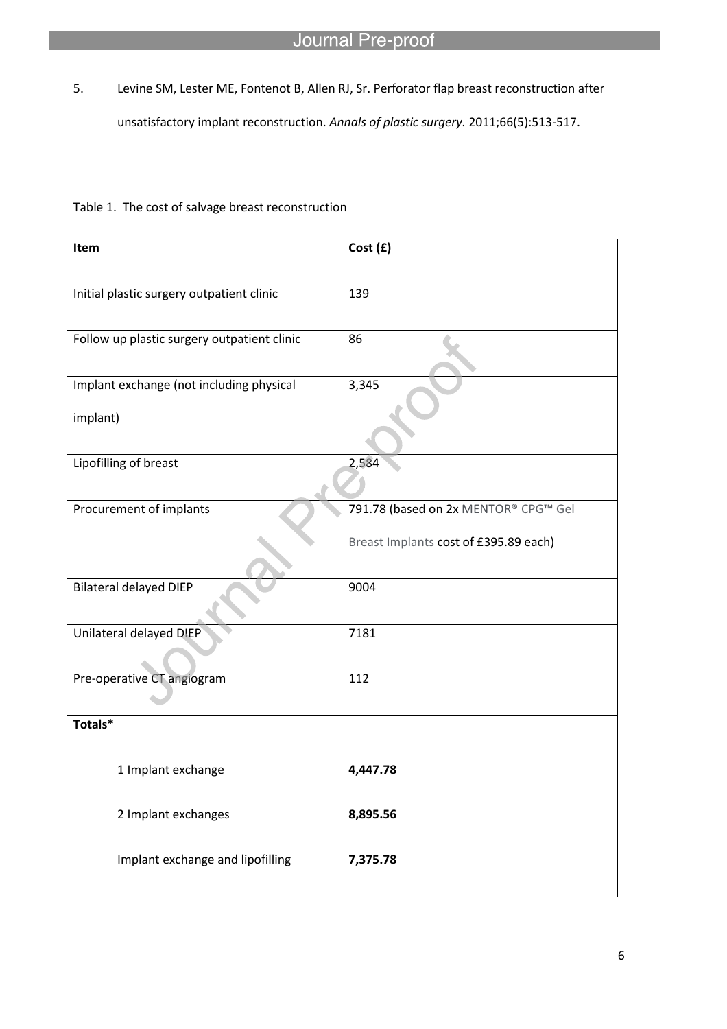5. Levine SM, Lester ME, Fontenot B, Allen RJ, Sr. Perforator flap breast reconstruction after unsatisfactory implant reconstruction. *Annals of plastic surgery.* 2011;66(5):513-517.

Table 1. The cost of salvage breast reconstruction

| Item | Cost (£) |
|---|---|
| Initial plastic surgery outpatient clinic | 139 |
| Follow up plastic surgery outpatient clinic | 86 |
| Implant exchange (not including physical implant) | 3,345 |
| Lipofilling of breast | 2,584 |
| Procurement of implants | 791.78 (based on 2x MENTOR® CPG™ Gel Breast Implants cost of £395.89 each) |
| Bilateral delayed DIEP | 9004 |
| Unilateral delayed DIEP | 7181 |
| Pre-operative CT angiogram | 112 |
| **Totals*** | |
| 1 Implant exchange | **4,447.78** |
| 2 Implant exchanges | **8,895.56** |
| Implant exchange and lipofilling | **7,375.78** |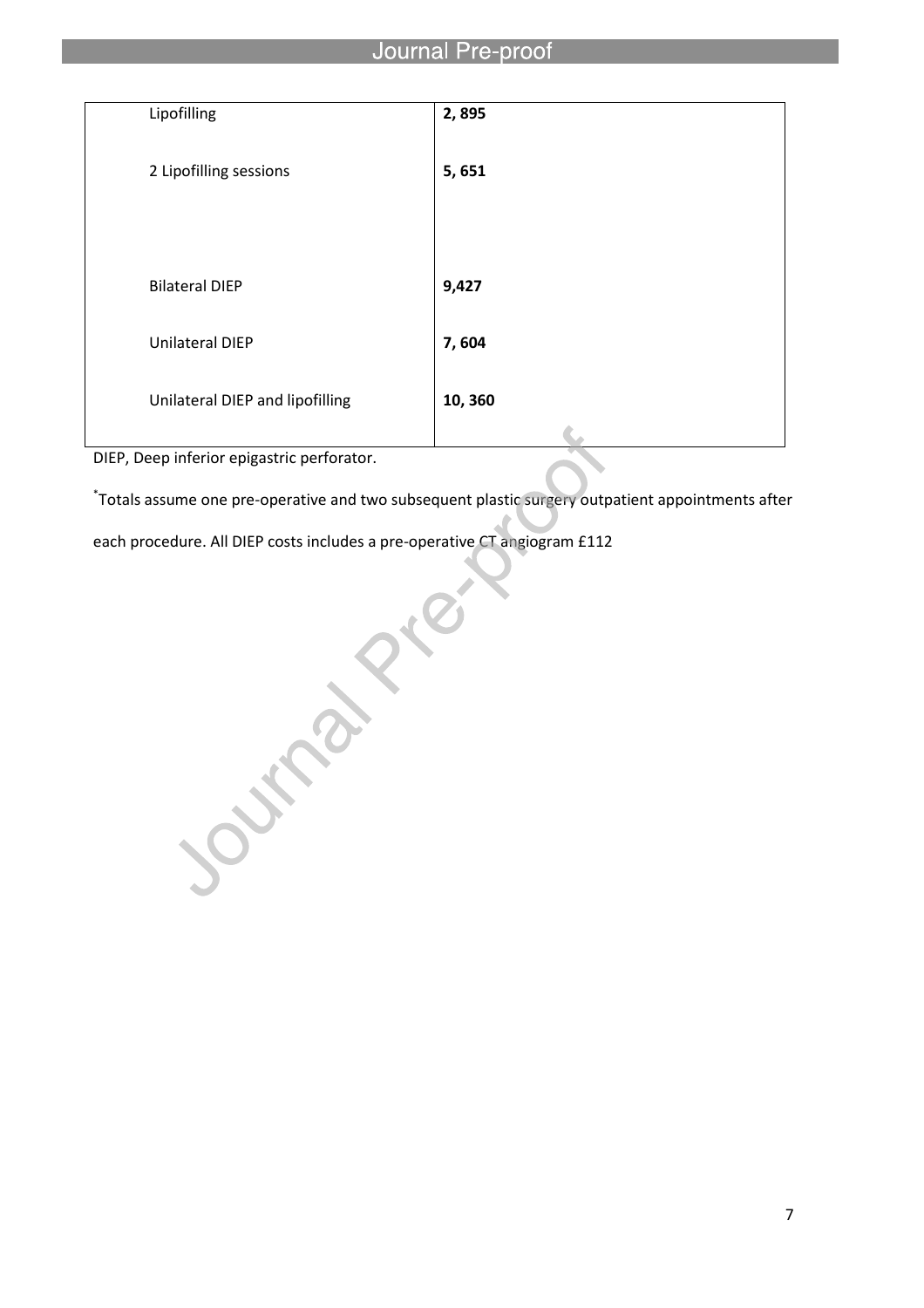| | |
|---|---|
| Lipofilling | **2, 895** |
| 2 Lipofilling sessions | **5, 651** |
| Bilateral DIEP | **9,427** |
| Unilateral DIEP | **7, 604** |
| Unilateral DIEP and lipofilling | **10, 360** |

DIEP, Deep inferior epigastric perforator.

*Totals assume one pre-operative and two subsequent plastic surgery outpatient appointments after each procedure. All DIEP costs includes a pre-operative CT angiogram £112